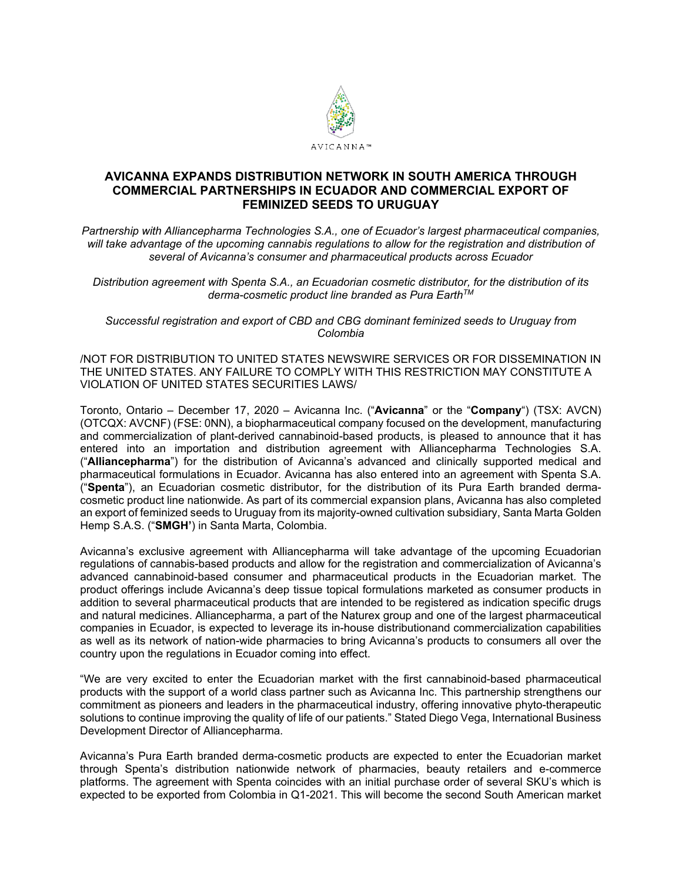AVICANNA™

# AVICANNA EXPANDS DISTRIBUTION NETWORK IN SOUTH AMERICA THROUGH COMMERCIAL PARTNERSHIPS IN ECUADOR AND COMMERCIAL EXPORT OF FEMINIZED SEEDS TO URUGUAY

*Partnership with Alliancepharma Technologies S.A., one of Ecuador's largest pharmaceutical companies, will take advantage of the upcoming cannabis regulations to allow for the registration and distribution of several of Avicanna's consumer and pharmaceutical products across Ecuador*

*Distribution agreement with Spenta S.A., an Ecuadorian cosmetic distributor, for the distribution of its derma-cosmetic product line branded as Pura Earth™*

*Successful registration and export of CBD and CBG dominant feminized seeds to Uruguay from Colombia*

/NOT FOR DISTRIBUTION TO UNITED STATES NEWSWIRE SERVICES OR FOR DISSEMINATION IN THE UNITED STATES. ANY FAILURE TO COMPLY WITH THIS RESTRICTION MAY CONSTITUTE A VIOLATION OF UNITED STATES SECURITIES LAWS/

Toronto, Ontario – December 17, 2020 – Avicanna Inc. ("**Avicanna**" or the "**Company**") (TSX: AVCN) (OTCQX: AVCNF) (FSE: 0NN), a biopharmaceutical company focused on the development, manufacturing and commercialization of plant-derived cannabinoid-based products, is pleased to announce that it has entered into an importation and distribution agreement with Alliancepharma Technologies S.A. ("**Alliancepharma**") for the distribution of Avicanna's advanced and clinically supported medical and pharmaceutical formulations in Ecuador. Avicanna has also entered into an agreement with Spenta S.A. ("**Spenta**"), an Ecuadorian cosmetic distributor, for the distribution of its Pura Earth branded derma-cosmetic product line nationwide. As part of its commercial expansion plans, Avicanna has also completed an export of feminized seeds to Uruguay from its majority-owned cultivation subsidiary, Santa Marta Golden Hemp S.A.S. ("**SMGH'**) in Santa Marta, Colombia.

Avicanna's exclusive agreement with Alliancepharma will take advantage of the upcoming Ecuadorian regulations of cannabis-based products and allow for the registration and commercialization of Avicanna's advanced cannabinoid-based consumer and pharmaceutical products in the Ecuadorian market. The product offerings include Avicanna's deep tissue topical formulations marketed as consumer products in addition to several pharmaceutical products that are intended to be registered as indication specific drugs and natural medicines. Alliancepharma, a part of the Naturex group and one of the largest pharmaceutical companies in Ecuador, is expected to leverage its in-house distributionand commercialization capabilities as well as its network of nation-wide pharmacies to bring Avicanna's products to consumers all over the country upon the regulations in Ecuador coming into effect.

"We are very excited to enter the Ecuadorian market with the first cannabinoid-based pharmaceutical products with the support of a world class partner such as Avicanna Inc. This partnership strengthens our commitment as pioneers and leaders in the pharmaceutical industry, offering innovative phyto-therapeutic solutions to continue improving the quality of life of our patients." Stated Diego Vega, International Business Development Director of Alliancepharma.

Avicanna's Pura Earth branded derma-cosmetic products are expected to enter the Ecuadorian market through Spenta's distribution nationwide network of pharmacies, beauty retailers and e-commerce platforms. The agreement with Spenta coincides with an initial purchase order of several SKU's which is expected to be exported from Colombia in Q1-2021. This will become the second South American market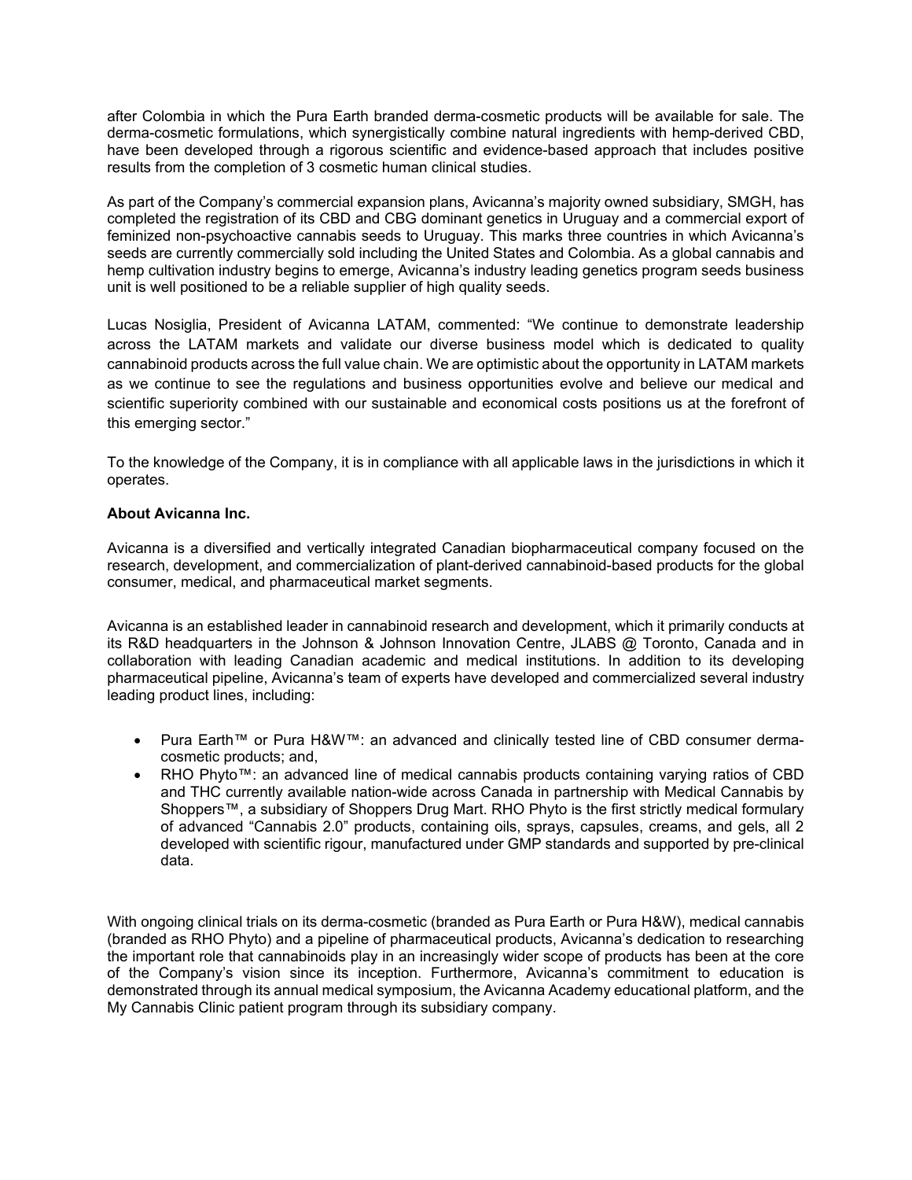after Colombia in which the Pura Earth branded derma-cosmetic products will be available for sale. The derma-cosmetic formulations, which synergistically combine natural ingredients with hemp-derived CBD, have been developed through a rigorous scientific and evidence-based approach that includes positive results from the completion of 3 cosmetic human clinical studies.

As part of the Company's commercial expansion plans, Avicanna's majority owned subsidiary, SMGH, has completed the registration of its CBD and CBG dominant genetics in Uruguay and a commercial export of feminized non-psychoactive cannabis seeds to Uruguay. This marks three countries in which Avicanna's seeds are currently commercially sold including the United States and Colombia. As a global cannabis and hemp cultivation industry begins to emerge, Avicanna's industry leading genetics program seeds business unit is well positioned to be a reliable supplier of high quality seeds.

Lucas Nosiglia, President of Avicanna LATAM, commented: "We continue to demonstrate leadership across the LATAM markets and validate our diverse business model which is dedicated to quality cannabinoid products across the full value chain. We are optimistic about the opportunity in LATAM markets as we continue to see the regulations and business opportunities evolve and believe our medical and scientific superiority combined with our sustainable and economical costs positions us at the forefront of this emerging sector."

To the knowledge of the Company, it is in compliance with all applicable laws in the jurisdictions in which it operates.

**About Avicanna Inc.**

Avicanna is a diversified and vertically integrated Canadian biopharmaceutical company focused on the research, development, and commercialization of plant-derived cannabinoid-based products for the global consumer, medical, and pharmaceutical market segments.

Avicanna is an established leader in cannabinoid research and development, which it primarily conducts at its R&D headquarters in the Johnson & Johnson Innovation Centre, JLABS @ Toronto, Canada and in collaboration with leading Canadian academic and medical institutions. In addition to its developing pharmaceutical pipeline, Avicanna's team of experts have developed and commercialized several industry leading product lines, including:

- Pura Earth™ or Pura H&W™: an advanced and clinically tested line of CBD consumer derma-cosmetic products; and,
- RHO Phyto™: an advanced line of medical cannabis products containing varying ratios of CBD and THC currently available nation-wide across Canada in partnership with Medical Cannabis by Shoppers™, a subsidiary of Shoppers Drug Mart. RHO Phyto is the first strictly medical formulary of advanced "Cannabis 2.0" products, containing oils, sprays, capsules, creams, and gels, all 2 developed with scientific rigour, manufactured under GMP standards and supported by pre-clinical data.

With ongoing clinical trials on its derma-cosmetic (branded as Pura Earth or Pura H&W), medical cannabis (branded as RHO Phyto) and a pipeline of pharmaceutical products, Avicanna's dedication to researching the important role that cannabinoids play in an increasingly wider scope of products has been at the core of the Company's vision since its inception. Furthermore, Avicanna's commitment to education is demonstrated through its annual medical symposium, the Avicanna Academy educational platform, and the My Cannabis Clinic patient program through its subsidiary company.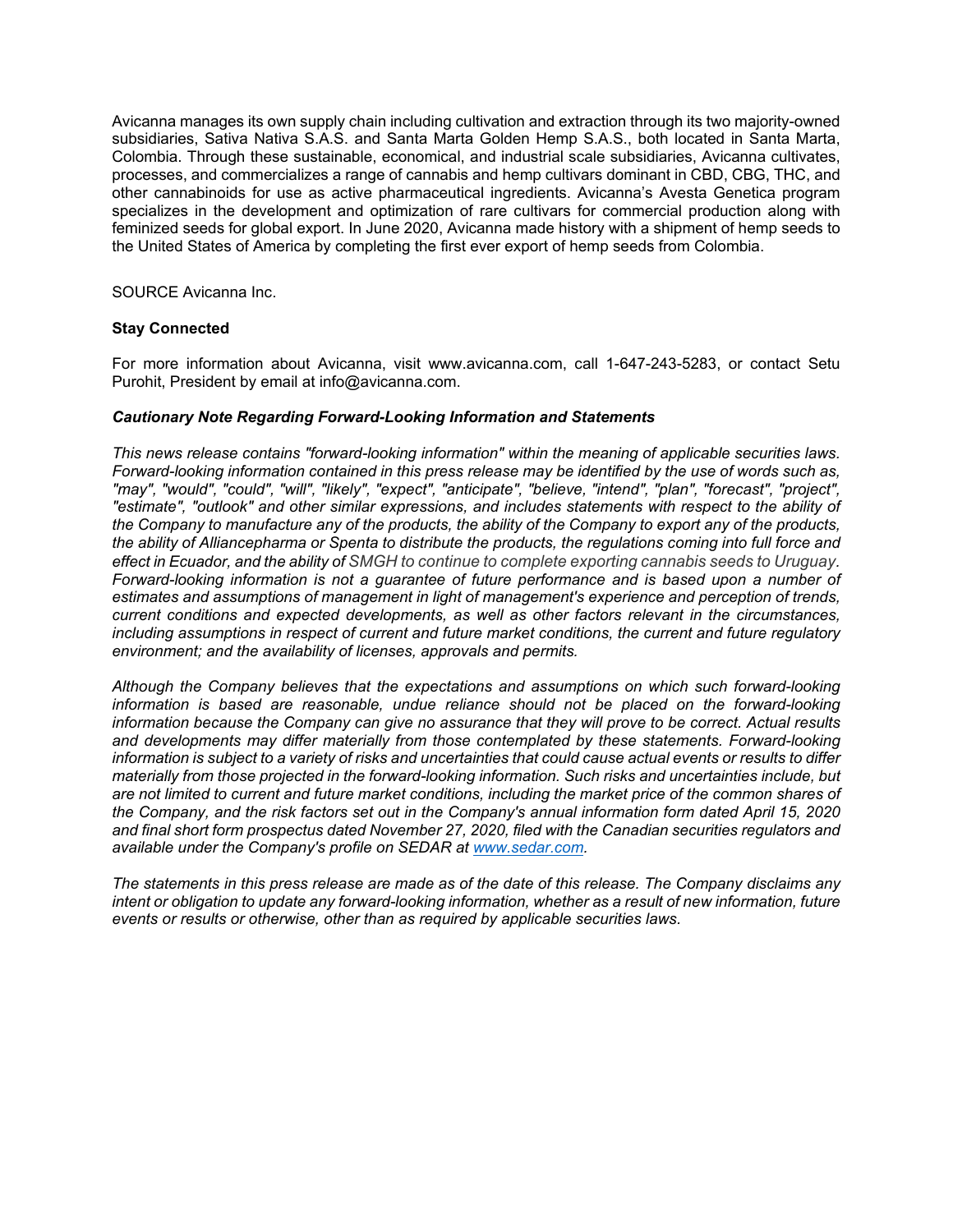Avicanna manages its own supply chain including cultivation and extraction through its two majority-owned subsidiaries, Sativa Nativa S.A.S. and Santa Marta Golden Hemp S.A.S., both located in Santa Marta, Colombia. Through these sustainable, economical, and industrial scale subsidiaries, Avicanna cultivates, processes, and commercializes a range of cannabis and hemp cultivars dominant in CBD, CBG, THC, and other cannabinoids for use as active pharmaceutical ingredients. Avicanna's Avesta Genetica program specializes in the development and optimization of rare cultivars for commercial production along with feminized seeds for global export. In June 2020, Avicanna made history with a shipment of hemp seeds to the United States of America by completing the first ever export of hemp seeds from Colombia.

SOURCE Avicanna Inc.

**Stay Connected**

For more information about Avicanna, visit www.avicanna.com, call 1-647-243-5283, or contact Setu Purohit, President by email at info@avicanna.com.

***Cautionary Note Regarding Forward-Looking Information and Statements***

*This news release contains "forward-looking information" within the meaning of applicable securities laws. Forward-looking information contained in this press release may be identified by the use of words such as, "may", "would", "could", "will", "likely", "expect", "anticipate", "believe, "intend", "plan", "forecast", "project", "estimate", "outlook" and other similar expressions, and includes statements with respect to the ability of the Company to manufacture any of the products, the ability of the Company to export any of the products, the ability of Alliancepharma or Spenta to distribute the products, the regulations coming into full force and effect in Ecuador, and the ability of SMGH to continue to complete exporting cannabis seeds to Uruguay. Forward-looking information is not a guarantee of future performance and is based upon a number of estimates and assumptions of management in light of management's experience and perception of trends, current conditions and expected developments, as well as other factors relevant in the circumstances, including assumptions in respect of current and future market conditions, the current and future regulatory environment; and the availability of licenses, approvals and permits.*

*Although the Company believes that the expectations and assumptions on which such forward-looking information is based are reasonable, undue reliance should not be placed on the forward-looking information because the Company can give no assurance that they will prove to be correct. Actual results and developments may differ materially from those contemplated by these statements. Forward-looking information is subject to a variety of risks and uncertainties that could cause actual events or results to differ materially from those projected in the forward-looking information. Such risks and uncertainties include, but are not limited to current and future market conditions, including the market price of the common shares of the Company, and the risk factors set out in the Company's annual information form dated April 15, 2020 and final short form prospectus dated November 27, 2020, filed with the Canadian securities regulators and available under the Company's profile on SEDAR at [www.sedar.com](www.sedar.com).*

*The statements in this press release are made as of the date of this release. The Company disclaims any intent or obligation to update any forward-looking information, whether as a result of new information, future events or results or otherwise, other than as required by applicable securities laws.*